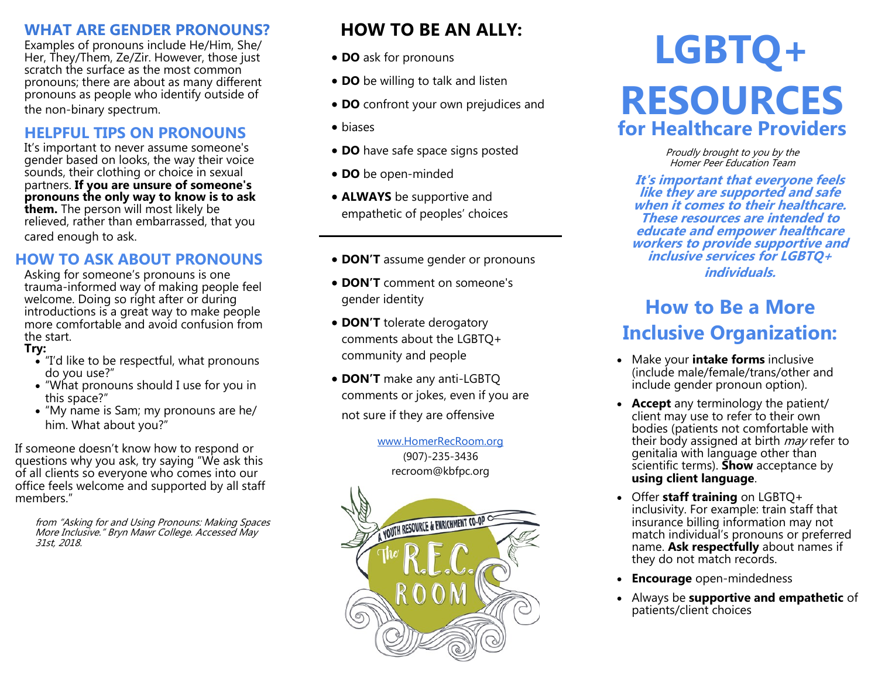## WHAT ARE GENDER PRONOUNS?

Examples of pronouns include He/Him, She/Her, They/Them, Ze/Zir. However, those just scratch the surface as the most common pronouns; there are about as many different pronouns as people who identify outside of the non-binary spectrum.

## HELPFUL TIPS ON PRONOUNS

It's important to never assume someone's gender based on looks, the way their voice sounds, their clothing or choice in sexual partners. **If you are unsure of someone's pronouns the only way to know is to ask them.** The person will most likely be relieved, rather than embarrassed, that you cared enough to ask.

## HOW TO ASK ABOUT PRONOUNS

Asking for someone's pronouns is one trauma-informed way of making people feel welcome. Doing so right after or during introductions is a great way to make people more comfortable and avoid confusion from the start.

**Try:**

- "I'd like to be respectful, what pronouns do you use?"
- "What pronouns should I use for you in this space?"
- "My name is Sam; my pronouns are he/him. What about you?"

If someone doesn't know how to respond or questions why you ask, try saying "We ask this of all clients so everyone who comes into our office feels welcome and supported by all staff members."

*from "Asking for and Using Pronouns: Making Spaces More Inclusive." Bryn Mawr College. Accessed May 31st, 2018.*

## HOW TO BE AN ALLY:

- **DO** ask for pronouns
- **DO** be willing to talk and listen
- **DO** confront your own prejudices and
- biases
- **DO** have safe space signs posted
- **DO** be open-minded
- **ALWAYS** be supportive and empathetic of peoples' choices

---

- **DON'T** assume gender or pronouns
- **DON'T** comment on someone's gender identity
- **DON'T** tolerate derogatory comments about the LGBTQ+ community and people
- **DON'T** make any anti-LGBTQ comments or jokes, even if you are not sure if they are offensive

www.HomerRecRoom.org
(907)-235-3436
recroom@kbfpc.org

A YOUTH RESOURCE & ENRICHMENT CO-OP
The R.E.C. ROOM

# LGBTQ+ RESOURCES

## for Healthcare Providers

*Proudly brought to you by the Homer Peer Education Team*

***It's important that everyone feels like they are supported and safe when it comes to their healthcare. These resources are intended to educate and empower healthcare workers to provide supportive and inclusive services for LGBTQ+ individuals.***

## How to Be a More Inclusive Organization:

- Make your **intake forms** inclusive (include male/female/trans/other and include gender pronoun option).
- **Accept** any terminology the patient/client may use to refer to their own bodies (patients not comfortable with their body assigned at birth *may* refer to genitalia with language other than scientific terms). **Show** acceptance by **using client language**.
- Offer **staff training** on LGBTQ+ inclusivity. For example: train staff that insurance billing information may not match individual's pronouns or preferred name. **Ask respectfully** about names if they do not match records.
- **Encourage** open-mindedness
- Always be **supportive and empathetic** of patients/client choices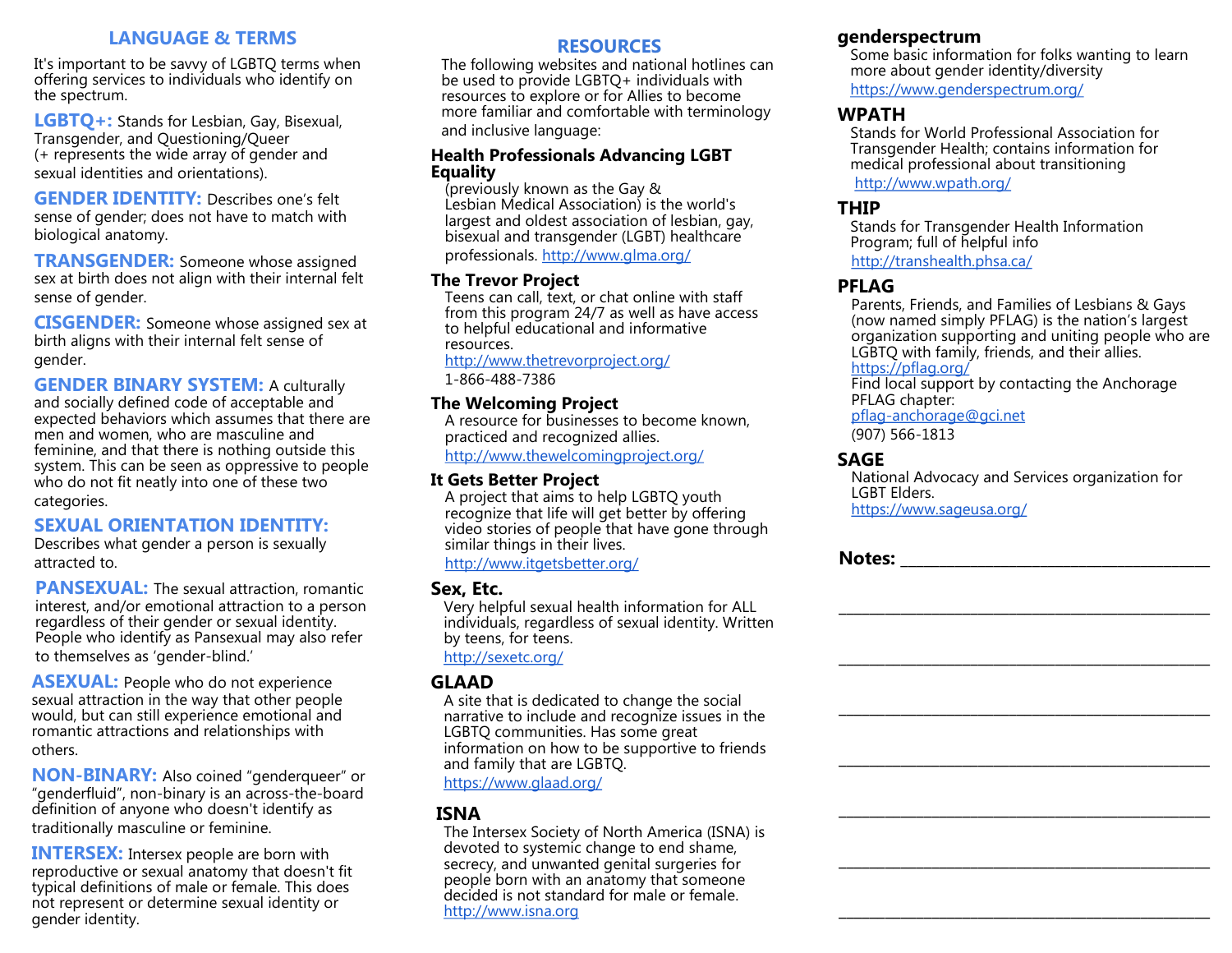## LANGUAGE & TERMS

It's important to be savvy of LGBTQ terms when offering services to individuals who identify on the spectrum.

**LGBTQ+:** Stands for Lesbian, Gay, Bisexual, Transgender, and Questioning/Queer (+ represents the wide array of gender and sexual identities and orientations).

**GENDER IDENTITY:** Describes one's felt sense of gender; does not have to match with biological anatomy.

**TRANSGENDER:** Someone whose assigned sex at birth does not align with their internal felt sense of gender.

**CISGENDER:** Someone whose assigned sex at birth aligns with their internal felt sense of gender.

**GENDER BINARY SYSTEM:** A culturally and socially defined code of acceptable and expected behaviors which assumes that there are men and women, who are masculine and feminine, and that there is nothing outside this system. This can be seen as oppressive to people who do not fit neatly into one of these two categories.

**SEXUAL ORIENTATION IDENTITY:** Describes what gender a person is sexually attracted to.

**PANSEXUAL:** The sexual attraction, romantic interest, and/or emotional attraction to a person regardless of their gender or sexual identity. People who identify as Pansexual may also refer to themselves as 'gender-blind.'

**ASEXUAL:** People who do not experience sexual attraction in the way that other people would, but can still experience emotional and romantic attractions and relationships with others.

**NON-BINARY:** Also coined "genderqueer" or "genderfluid", non-binary is an across-the-board definition of anyone who doesn't identify as traditionally masculine or feminine.

**INTERSEX:** Intersex people are born with reproductive or sexual anatomy that doesn't fit typical definitions of male or female. This does not represent or determine sexual identity or gender identity.

## RESOURCES

The following websites and national hotlines can be used to provide LGBTQ+ individuals with resources to explore or for Allies to become more familiar and comfortable with terminology and inclusive language:

### Health Professionals Advancing LGBT Equality

(previously known as the Gay & Lesbian Medical Association) is the world's largest and oldest association of lesbian, gay, bisexual and transgender (LGBT) healthcare professionals. http://www.glma.org/

### The Trevor Project

Teens can call, text, or chat online with staff from this program 24/7 as well as have access to helpful educational and informative resources.
http://www.thetrevorproject.org/
1-866-488-7386

### The Welcoming Project

A resource for businesses to become known, practiced and recognized allies.
http://www.thewelcomingproject.org/

### It Gets Better Project

A project that aims to help LGBTQ youth recognize that life will get better by offering video stories of people that have gone through similar things in their lives.
http://www.itgetsbetter.org/

### Sex, Etc.

Very helpful sexual health information for ALL individuals, regardless of sexual identity. Written by teens, for teens.
http://sexetc.org/

### GLAAD

A site that is dedicated to change the social narrative to include and recognize issues in the LGBTQ communities. Has some great information on how to be supportive to friends and family that are LGBTQ.
https://www.glaad.org/

### ISNA

The Intersex Society of North America (ISNA) is devoted to systemic change to end shame, secrecy, and unwanted genital surgeries for people born with an anatomy that someone decided is not standard for male or female.
http://www.isna.org

### genderspectrum

Some basic information for folks wanting to learn more about gender identity/diversity
https://www.genderspectrum.org/

### WPATH

Stands for World Professional Association for Transgender Health; contains information for medical professional about transitioning
http://www.wpath.org/

### THIP

Stands for Transgender Health Information Program; full of helpful info
http://transhealth.phsa.ca/

### PFLAG

Parents, Friends, and Families of Lesbians & Gays (now named simply PFLAG) is the nation's largest organization supporting and uniting people who are LGBTQ with family, friends, and their allies.
https://pflag.org/
Find local support by contacting the Anchorage PFLAG chapter:
pflag-anchorage@gci.net
(907) 566-1813

### SAGE

National Advocacy and Services organization for LGBT Elders.
https://www.sageusa.org/

**Notes:** ________________________________________

________________________________________

________________________________________

________________________________________

________________________________________

________________________________________

________________________________________

________________________________________